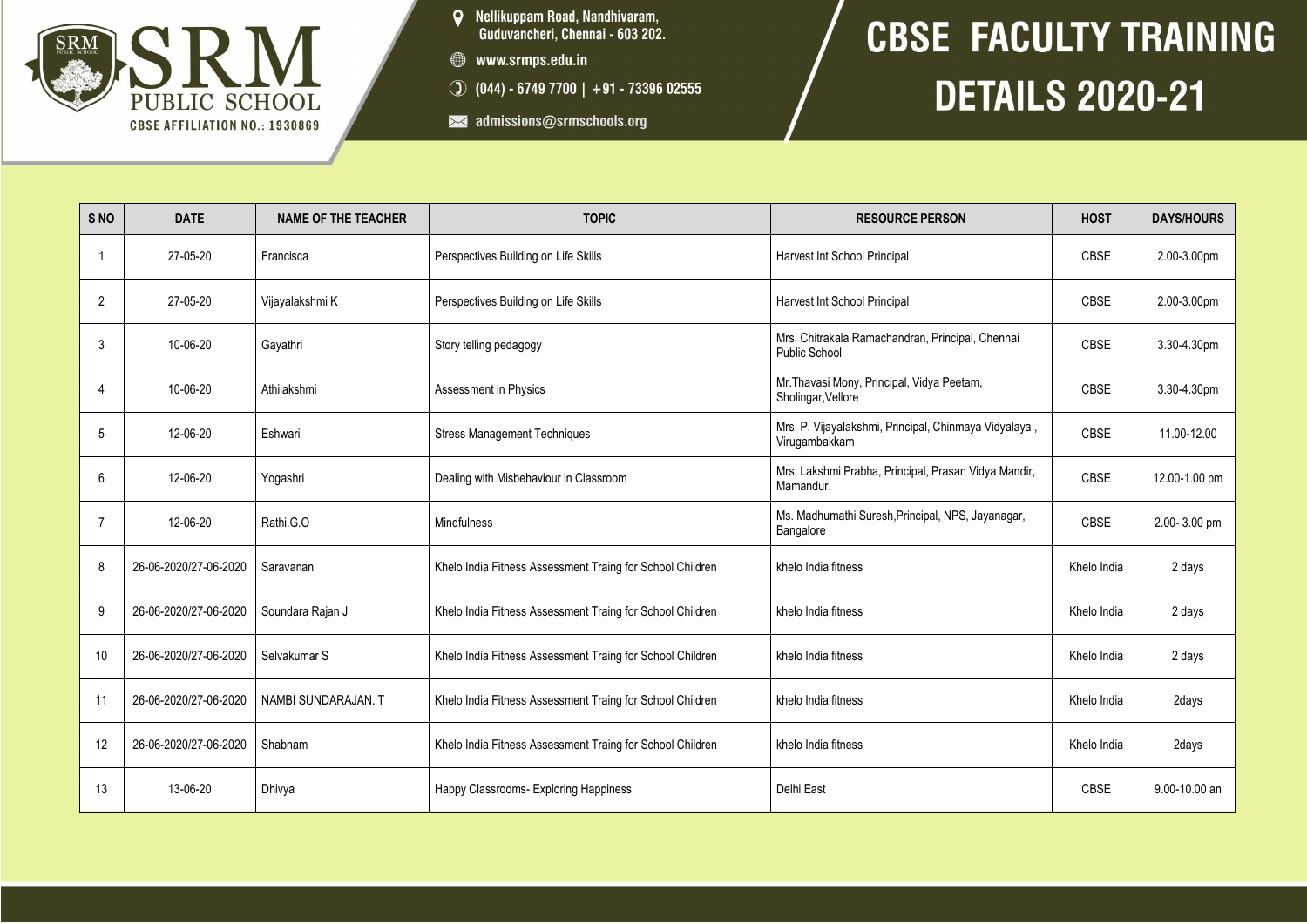# SRM PUBLIC SCHOOL

CBSE AFFILIATION NO.: 1930869

Nellikuppam Road, Nandhivaram, Guduvancheri, Chennai - 603 202.

www.srmps.edu.in

(044) - 6749 7700 | +91 - 73396 02555

admissions@srmschools.org

# CBSE FACULTY TRAINING DETAILS 2020-21

| S NO | DATE | NAME OF THE TEACHER | TOPIC | RESOURCE PERSON | HOST | DAYS/HOURS |
|---|---|---|---|---|---|---|
| 1 | 27-05-20 | Francisca | Perspectives Building on Life Skills | Harvest Int School Principal | CBSE | 2.00-3.00pm |
| 2 | 27-05-20 | Vijayalakshmi K | Perspectives Building on Life Skills | Harvest Int School Principal | CBSE | 2.00-3.00pm |
| 3 | 10-06-20 | Gayathri | Story telling pedagogy | Mrs. Chitrakala Ramachandran, Principal, Chennai Public School | CBSE | 3.30-4.30pm |
| 4 | 10-06-20 | Athilakshmi | Assessment in Physics | Mr.Thavasi Mony, Principal, Vidya Peetam, Sholingar,Vellore | CBSE | 3.30-4.30pm |
| 5 | 12-06-20 | Eshwari | Stress Management Techniques | Mrs. P. Vijayalakshmi, Principal, Chinmaya Vidyalaya , Virugambakkam | CBSE | 11.00-12.00 |
| 6 | 12-06-20 | Yogashri | Dealing with Misbehaviour in Classroom | Mrs. Lakshmi Prabha, Principal, Prasan Vidya Mandir, Mamandur. | CBSE | 12.00-1.00 pm |
| 7 | 12-06-20 | Rathi.G.O | Mindfulness | Ms. Madhumathi Suresh,Principal, NPS, Jayanagar, Bangalore | CBSE | 2.00- 3.00 pm |
| 8 | 26-06-2020/27-06-2020 | Saravanan | Khelo India Fitness Assessment Traing for School Children | khelo India fitness | Khelo India | 2 days |
| 9 | 26-06-2020/27-06-2020 | Soundara Rajan J | Khelo India Fitness Assessment Traing for School Children | khelo India fitness | Khelo India | 2 days |
| 10 | 26-06-2020/27-06-2020 | Selvakumar S | Khelo India Fitness Assessment Traing for School Children | khelo India fitness | Khelo India | 2 days |
| 11 | 26-06-2020/27-06-2020 | NAMBI SUNDARAJAN. T | Khelo India Fitness Assessment Traing for School Children | khelo India fitness | Khelo India | 2days |
| 12 | 26-06-2020/27-06-2020 | Shabnam | Khelo India Fitness Assessment Traing for School Children | khelo India fitness | Khelo India | 2days |
| 13 | 13-06-20 | Dhivya | Happy Classrooms- Exploring Happiness | Delhi East | CBSE | 9.00-10.00 an |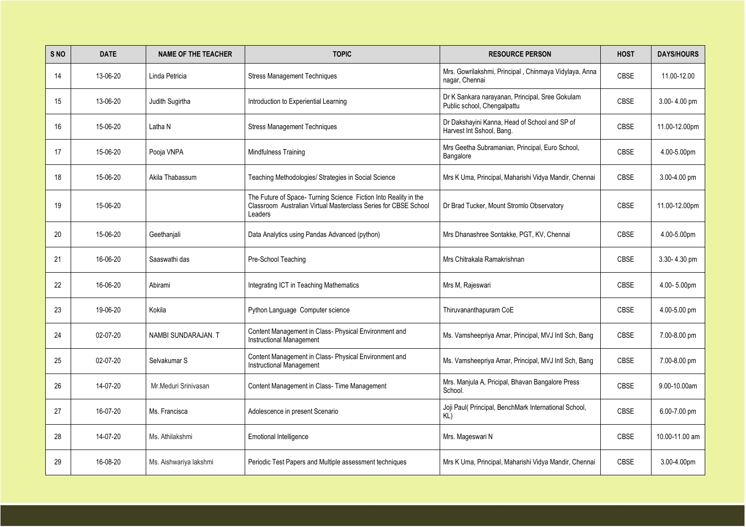| S NO | DATE | NAME OF THE TEACHER | TOPIC | RESOURCE PERSON | HOST | DAYS/HOURS |
|---|---|---|---|---|---|---|
| 14 | 13-06-20 | Linda Petricia | Stress Management Techniques | Mrs. Gowrilakshmi, Principal , Chinmaya Vidylaya, Anna nagar, Chennai | CBSE | 11.00-12.00 |
| 15 | 13-06-20 | Judith Sugirtha | Introduction to Experiential Learning | Dr K Sankara narayanan, Principal, Sree Gokulam Public school, Chengalpattu | CBSE | 3.00- 4.00 pm |
| 16 | 15-06-20 | Latha N | Stress Management Techniques | Dr Dakshayini Kanna, Head of School and SP of Harvest Int Sshool, Bang. | CBSE | 11.00-12.00pm |
| 17 | 15-06-20 | Pooja VNPA | Mindfulness Training | Mrs Geetha Subramanian, Principal, Euro School, Bangalore | CBSE | 4.00-5.00pm |
| 18 | 15-06-20 | Akila Thabassum | Teaching Methodologies/ Strategies in Social Science | Mrs K Uma, Principal, Maharishi Vidya Mandir, Chennai | CBSE | 3.00-4.00 pm |
| 19 | 15-06-20 | | The Future of Space- Turning Science Fiction Into Reality in the Classroom Australian Virtual Masterclass Series for CBSE School Leaders | Dr Brad Tucker, Mount Stromlo Observatory | CBSE | 11.00-12.00pm |
| 20 | 15-06-20 | Geethanjali | Data Analytics using Pandas Advanced (python) | Mrs Dhanashree Sontakke, PGT, KV, Chennai | CBSE | 4.00-5.00pm |
| 21 | 16-06-20 | Saaswathi das | Pre-School Teaching | Mrs Chitrakala Ramakrishnan | CBSE | 3.30- 4.30 pm |
| 22 | 16-06-20 | Abirami | Integrating ICT in Teaching Mathematics | Mrs M, Rajeswari | CBSE | 4.00- 5.00pm |
| 23 | 19-06-20 | Kokila | Python Language Computer science | Thiruvananthapuram CoE | CBSE | 4.00-5.00 pm |
| 24 | 02-07-20 | NAMBI SUNDARAJAN. T | Content Management in Class- Physical Environment and Instructional Management | Ms. Vamsheepriya Amar, Principal, MVJ Intl Sch, Bang | CBSE | 7.00-8.00 pm |
| 25 | 02-07-20 | Selvakumar S | Content Management in Class- Physical Environment and Instructional Management | Ms. Vamsheepriya Amar, Principal, MVJ Intl Sch, Bang | CBSE | 7.00-8.00 pm |
| 26 | 14-07-20 | Mr.Meduri Srinivasan | Content Management in Class- Time Management | Mrs. Manjula A, Pricipal, Bhavan Bangalore Press School. | CBSE | 9.00-10.00am |
| 27 | 16-07-20 | Ms. Francisca | Adolescence in present Scenario | Joji Paul( Principal, BenchMark International School, KL) | CBSE | 6.00-7.00 pm |
| 28 | 14-07-20 | Ms. Athilakshmi | Emotional Intelligence | Mrs. Mageswari N | CBSE | 10.00-11.00 am |
| 29 | 16-08-20 | Ms. Aishwariya lakshmi | Periodic Test Papers and Multiple assessment techniques | Mrs K Uma, Principal, Maharishi Vidya Mandir, Chennai | CBSE | 3.00-4.00pm |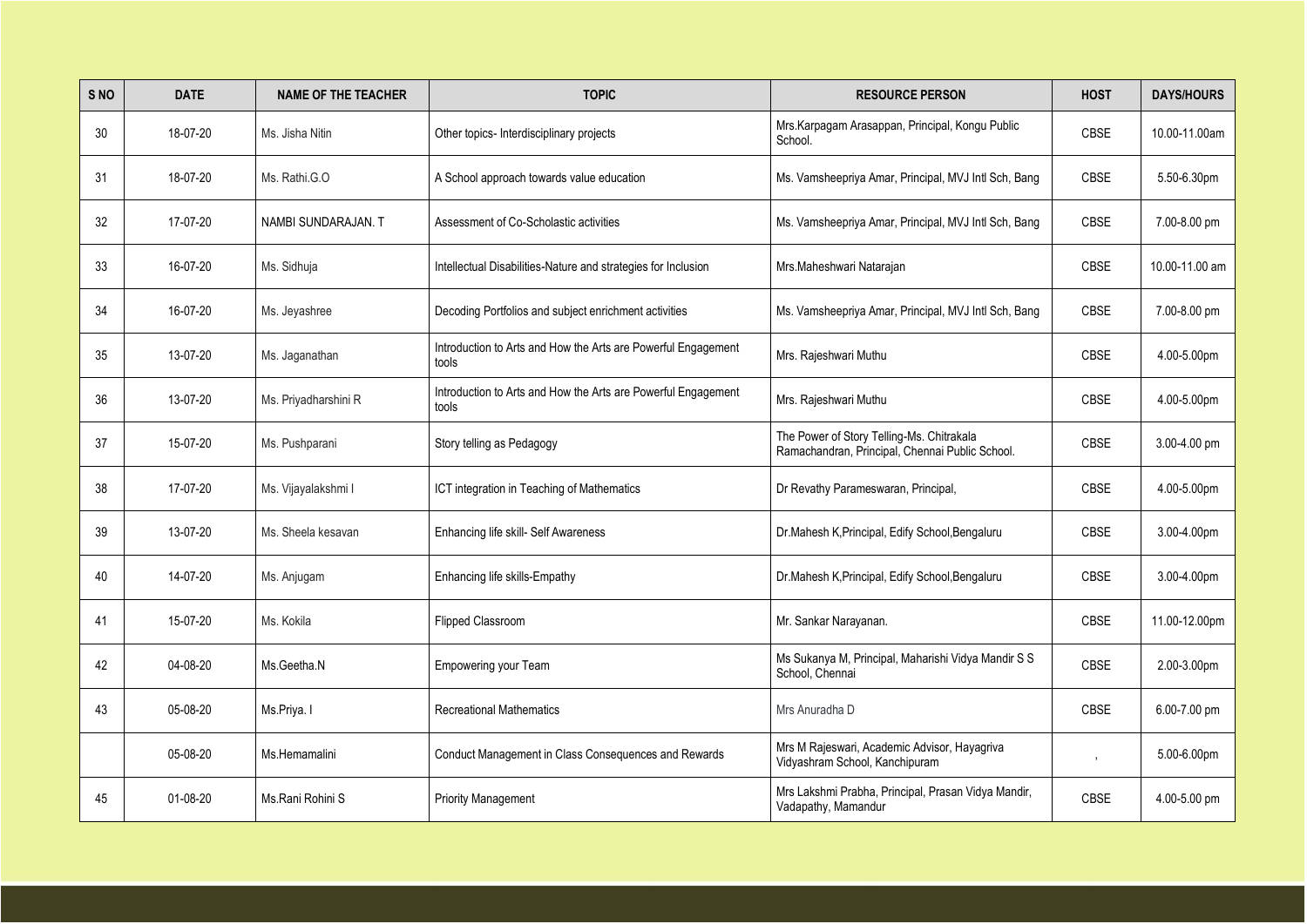| S NO | DATE | NAME OF THE TEACHER | TOPIC | RESOURCE PERSON | HOST | DAYS/HOURS |
|---|---|---|---|---|---|---|
| 30 | 18-07-20 | Ms. Jisha Nitin | Other topics- Interdisciplinary projects | Mrs.Karpagam Arasappan, Principal, Kongu Public School. | CBSE | 10.00-11.00am |
| 31 | 18-07-20 | Ms. Rathi.G.O | A School approach towards value education | Ms. Vamsheepriya Amar, Principal, MVJ Intl Sch, Bang | CBSE | 5.50-6.30pm |
| 32 | 17-07-20 | NAMBI SUNDARAJAN. T | Assessment of Co-Scholastic activities | Ms. Vamsheepriya Amar, Principal, MVJ Intl Sch, Bang | CBSE | 7.00-8.00 pm |
| 33 | 16-07-20 | Ms. Sidhuja | Intellectual Disabilities-Nature and strategies for Inclusion | Mrs.Maheshwari Natarajan | CBSE | 10.00-11.00 am |
| 34 | 16-07-20 | Ms. Jeyashree | Decoding Portfolios and subject enrichment activities | Ms. Vamsheepriya Amar, Principal, MVJ Intl Sch, Bang | CBSE | 7.00-8.00 pm |
| 35 | 13-07-20 | Ms. Jaganathan | Introduction to Arts and How the Arts are Powerful Engagement tools | Mrs. Rajeshwari Muthu | CBSE | 4.00-5.00pm |
| 36 | 13-07-20 | Ms. Priyadharshini R | Introduction to Arts and How the Arts are Powerful Engagement tools | Mrs. Rajeshwari Muthu | CBSE | 4.00-5.00pm |
| 37 | 15-07-20 | Ms. Pushparani | Story telling as Pedagogy | The Power of Story Telling-Ms. Chitrakala Ramachandran, Principal, Chennai Public School. | CBSE | 3.00-4.00 pm |
| 38 | 17-07-20 | Ms. Vijayalakshmi I | ICT integration in Teaching of Mathematics | Dr Revathy Parameswaran, Principal, | CBSE | 4.00-5.00pm |
| 39 | 13-07-20 | Ms. Sheela kesavan | Enhancing life skill- Self Awareness | Dr.Mahesh K,Principal, Edify School,Bengaluru | CBSE | 3.00-4.00pm |
| 40 | 14-07-20 | Ms. Anjugam | Enhancing life skills-Empathy | Dr.Mahesh K,Principal, Edify School,Bengaluru | CBSE | 3.00-4.00pm |
| 41 | 15-07-20 | Ms. Kokila | Flipped Classroom | Mr. Sankar Narayanan. | CBSE | 11.00-12.00pm |
| 42 | 04-08-20 | Ms.Geetha.N | Empowering your Team | Ms Sukanya M, Principal, Maharishi Vidya Mandir S S School, Chennai | CBSE | 2.00-3.00pm |
| 43 | 05-08-20 | Ms.Priya. I | Recreational Mathematics | Mrs Anuradha D | CBSE | 6.00-7.00 pm |
| | 05-08-20 | Ms.Hemamalini | Conduct Management in Class Consequences and Rewards | Mrs M Rajeswari, Academic Advisor, Hayagriva Vidyashram School, Kanchipuram | , | 5.00-6.00pm |
| 45 | 01-08-20 | Ms.Rani Rohini S | Priority Management | Mrs Lakshmi Prabha, Principal, Prasan Vidya Mandir, Vadapathy, Mamandur | CBSE | 4.00-5.00 pm |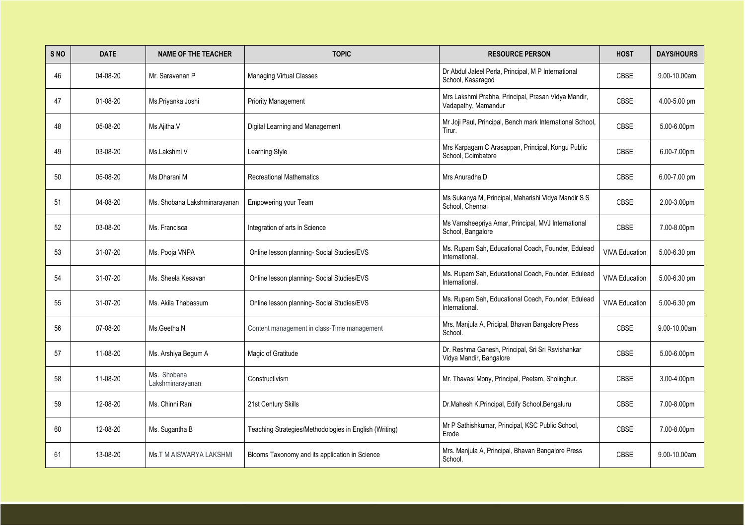| S NO | DATE | NAME OF THE TEACHER | TOPIC | RESOURCE PERSON | HOST | DAYS/HOURS |
|---|---|---|---|---|---|---|
| 46 | 04-08-20 | Mr. Saravanan P | Managing Virtual Classes | Dr Abdul Jaleel Perla, Principal, M P International School, Kasaragod | CBSE | 9.00-10.00am |
| 47 | 01-08-20 | Ms.Priyanka Joshi | Priority Management | Mrs Lakshmi Prabha, Principal, Prasan Vidya Mandir, Vadapathy, Mamandur | CBSE | 4.00-5.00 pm |
| 48 | 05-08-20 | Ms.Ajitha.V | Digital Learning and Management | Mr Joji Paul, Principal, Bench mark International School, Tirur. | CBSE | 5.00-6.00pm |
| 49 | 03-08-20 | Ms.Lakshmi V | Learning Style | Mrs Karpagam C Arasappan, Principal, Kongu Public School, Coimbatore | CBSE | 6.00-7.00pm |
| 50 | 05-08-20 | Ms.Dharani M | Recreational Mathematics | Mrs Anuradha D | CBSE | 6.00-7.00 pm |
| 51 | 04-08-20 | Ms. Shobana Lakshminarayanan | Empowering your Team | Ms Sukanya M, Principal, Maharishi Vidya Mandir S S School, Chennai | CBSE | 2.00-3.00pm |
| 52 | 03-08-20 | Ms. Francisca | Integration of arts in Science | Ms Vamsheepriya Amar, Principal, MVJ International School, Bangalore | CBSE | 7.00-8.00pm |
| 53 | 31-07-20 | Ms. Pooja VNPA | Online lesson planning- Social Studies/EVS | Ms. Rupam Sah, Educational Coach, Founder, Edulead International. | VIVA Education | 5.00-6.30 pm |
| 54 | 31-07-20 | Ms. Sheela Kesavan | Online lesson planning- Social Studies/EVS | Ms. Rupam Sah, Educational Coach, Founder, Edulead International. | VIVA Education | 5.00-6.30 pm |
| 55 | 31-07-20 | Ms. Akila Thabassum | Online lesson planning- Social Studies/EVS | Ms. Rupam Sah, Educational Coach, Founder, Edulead International. | VIVA Education | 5.00-6.30 pm |
| 56 | 07-08-20 | Ms.Geetha.N | Content management in class-Time management | Mrs. Manjula A, Pricipal, Bhavan Bangalore Press School. | CBSE | 9.00-10.00am |
| 57 | 11-08-20 | Ms. Arshiya Begum A | Magic of Gratitude | Dr. Reshma Ganesh, Principal, Sri Sri Rsvishankar Vidya Mandir, Bangalore | CBSE | 5.00-6.00pm |
| 58 | 11-08-20 | Ms. Shobana Lakshminarayanan | Constructivism | Mr. Thavasi Mony, Principal, Peetam, Sholinghur. | CBSE | 3.00-4.00pm |
| 59 | 12-08-20 | Ms. Chinni Rani | 21st Century Skills | Dr.Mahesh K,Principal, Edify School,Bengaluru | CBSE | 7.00-8.00pm |
| 60 | 12-08-20 | Ms. Sugantha B | Teaching Strategies/Methodologies in English (Writing) | Mr P Sathishkumar, Principal, KSC Public School, Erode | CBSE | 7.00-8.00pm |
| 61 | 13-08-20 | Ms.T M AISWARYA LAKSHMI | Blooms Taxonomy and its application in Science | Mrs. Manjula A, Principal, Bhavan Bangalore Press School. | CBSE | 9.00-10.00am |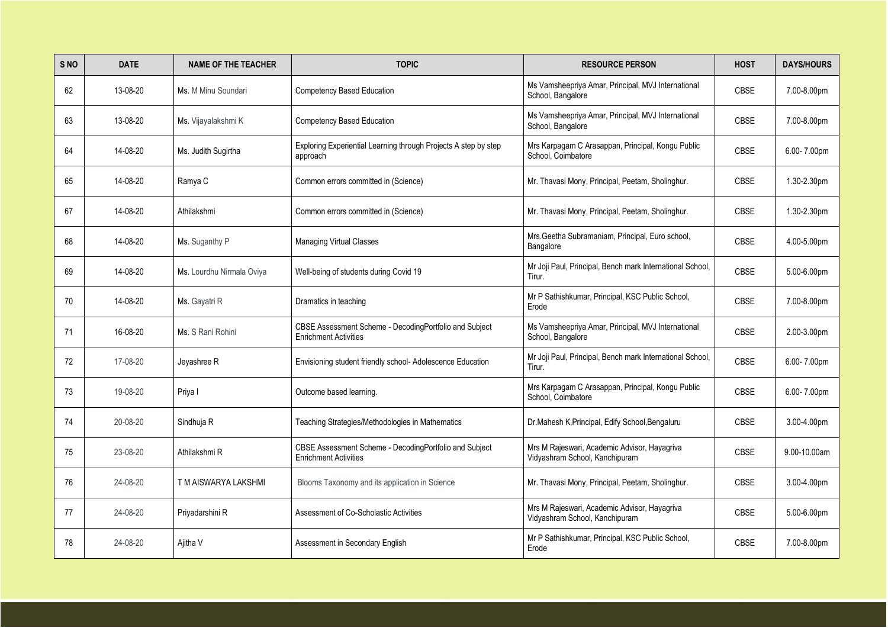| S NO | DATE | NAME OF THE TEACHER | TOPIC | RESOURCE PERSON | HOST | DAYS/HOURS |
|---|---|---|---|---|---|---|
| 62 | 13-08-20 | Ms. M Minu Soundari | Competency Based Education | Ms Vamsheepriya Amar, Principal, MVJ International School, Bangalore | CBSE | 7.00-8.00pm |
| 63 | 13-08-20 | Ms. Vijayalakshmi K | Competency Based Education | Ms Vamsheepriya Amar, Principal, MVJ International School, Bangalore | CBSE | 7.00-8.00pm |
| 64 | 14-08-20 | Ms. Judith Sugirtha | Exploring Experiential Learning through Projects A step by step approach | Mrs Karpagam C Arasappan, Principal, Kongu Public School, Coimbatore | CBSE | 6.00- 7.00pm |
| 65 | 14-08-20 | Ramya C | Common errors committed in (Science) | Mr. Thavasi Mony, Principal, Peetam, Sholinghur. | CBSE | 1.30-2.30pm |
| 67 | 14-08-20 | Athilakshmi | Common errors committed in (Science) | Mr. Thavasi Mony, Principal, Peetam, Sholinghur. | CBSE | 1.30-2.30pm |
| 68 | 14-08-20 | Ms. Suganthy P | Managing Virtual Classes | Mrs.Geetha Subramaniam, Principal, Euro school, Bangalore | CBSE | 4.00-5.00pm |
| 69 | 14-08-20 | Ms. Lourdhu Nirmala Oviya | Well-being of students during Covid 19 | Mr Joji Paul, Principal, Bench mark International School, Tirur. | CBSE | 5.00-6.00pm |
| 70 | 14-08-20 | Ms. Gayatri R | Dramatics in teaching | Mr P Sathishkumar, Principal, KSC Public School, Erode | CBSE | 7.00-8.00pm |
| 71 | 16-08-20 | Ms. S Rani Rohini | CBSE Assessment Scheme - DecodingPortfolio and Subject Enrichment Activities | Ms Vamsheepriya Amar, Principal, MVJ International School, Bangalore | CBSE | 2.00-3.00pm |
| 72 | 17-08-20 | Jeyashree R | Envisioning student friendly school- Adolescence Education | Mr Joji Paul, Principal, Bench mark International School, Tirur. | CBSE | 6.00- 7.00pm |
| 73 | 19-08-20 | Priya I | Outcome based learning. | Mrs Karpagam C Arasappan, Principal, Kongu Public School, Coimbatore | CBSE | 6.00- 7.00pm |
| 74 | 20-08-20 | Sindhuja R | Teaching Strategies/Methodologies in Mathematics | Dr.Mahesh K,Principal, Edify School,Bengaluru | CBSE | 3.00-4.00pm |
| 75 | 23-08-20 | Athilakshmi R | CBSE Assessment Scheme - DecodingPortfolio and Subject Enrichment Activities | Mrs M Rajeswari, Academic Advisor, Hayagriva Vidyashram School, Kanchipuram | CBSE | 9.00-10.00am |
| 76 | 24-08-20 | T M AISWARYA LAKSHMI | Blooms Taxonomy and its application in Science | Mr. Thavasi Mony, Principal, Peetam, Sholinghur. | CBSE | 3.00-4.00pm |
| 77 | 24-08-20 | Priyadarshini R | Assessment of Co-Scholastic Activities | Mrs M Rajeswari, Academic Advisor, Hayagriva Vidyashram School, Kanchipuram | CBSE | 5.00-6.00pm |
| 78 | 24-08-20 | Ajitha V | Assessment in Secondary English | Mr P Sathishkumar, Principal, KSC Public School, Erode | CBSE | 7.00-8.00pm |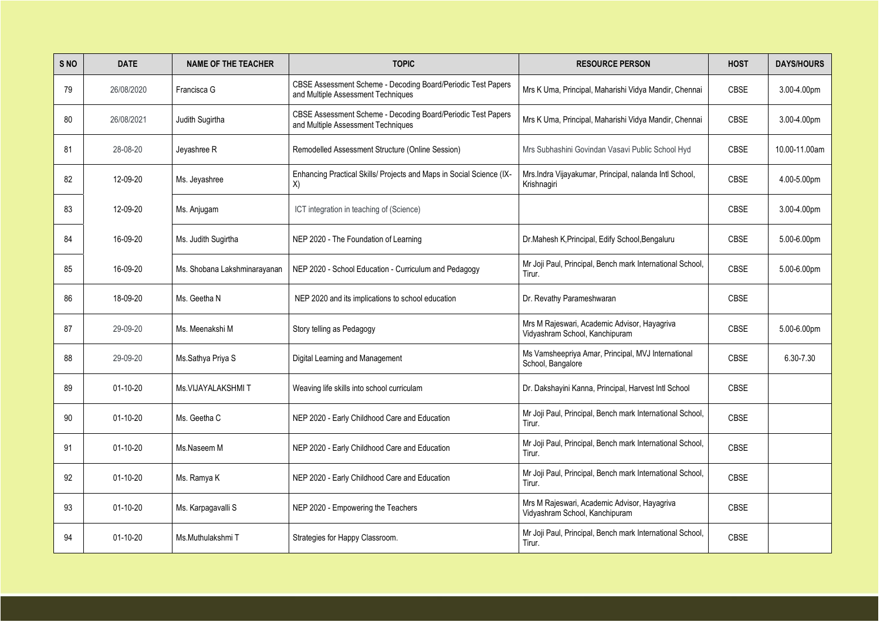| S NO | DATE | NAME OF THE TEACHER | TOPIC | RESOURCE PERSON | HOST | DAYS/HOURS |
|---|---|---|---|---|---|---|
| 79 | 26/08/2020 | Francisca G | CBSE Assessment Scheme - Decoding Board/Periodic Test Papers and Multiple Assessment Techniques | Mrs K Uma, Principal, Maharishi Vidya Mandir, Chennai | CBSE | 3.00-4.00pm |
| 80 | 26/08/2021 | Judith Sugirtha | CBSE Assessment Scheme - Decoding Board/Periodic Test Papers and Multiple Assessment Techniques | Mrs K Uma, Principal, Maharishi Vidya Mandir, Chennai | CBSE | 3.00-4.00pm |
| 81 | 28-08-20 | Jeyashree R | Remodelled Assessment Structure (Online Session) | Mrs Subhashini Govindan Vasavi Public School Hyd | CBSE | 10.00-11.00am |
| 82 | 12-09-20 | Ms. Jeyashree | Enhancing Practical Skills/ Projects and Maps in Social Science (IX-X) | Mrs.Indra Vijayakumar, Principal, nalanda Intl School, Krishnagiri | CBSE | 4.00-5.00pm |
| 83 | 12-09-20 | Ms. Anjugam | ICT integration in teaching of (Science) | | CBSE | 3.00-4.00pm |
| 84 | 16-09-20 | Ms. Judith Sugirtha | NEP 2020 - The Foundation of Learning | Dr.Mahesh K,Principal, Edify School,Bengaluru | CBSE | 5.00-6.00pm |
| 85 | 16-09-20 | Ms. Shobana Lakshminarayanan | NEP 2020 - School Education - Curriculum and Pedagogy | Mr Joji Paul, Principal, Bench mark International School, Tirur. | CBSE | 5.00-6.00pm |
| 86 | 18-09-20 | Ms. Geetha N | NEP 2020 and its implications to school education | Dr. Revathy Parameshwaran | CBSE | |
| 87 | 29-09-20 | Ms. Meenakshi M | Story telling as Pedagogy | Mrs M Rajeswari, Academic Advisor, Hayagriva Vidyashram School, Kanchipuram | CBSE | 5.00-6.00pm |
| 88 | 29-09-20 | Ms.Sathya Priya S | Digital Learning and Management | Ms Vamsheepriya Amar, Principal, MVJ International School, Bangalore | CBSE | 6.30-7.30 |
| 89 | 01-10-20 | Ms.VIJAYALAKSHMI T | Weaving life skills into school curriculam | Dr. Dakshayini Kanna, Principal, Harvest Intl School | CBSE | |
| 90 | 01-10-20 | Ms. Geetha C | NEP 2020 - Early Childhood Care and Education | Mr Joji Paul, Principal, Bench mark International School, Tirur. | CBSE | |
| 91 | 01-10-20 | Ms.Naseem M | NEP 2020 - Early Childhood Care and Education | Mr Joji Paul, Principal, Bench mark International School, Tirur. | CBSE | |
| 92 | 01-10-20 | Ms. Ramya K | NEP 2020 - Early Childhood Care and Education | Mr Joji Paul, Principal, Bench mark International School, Tirur. | CBSE | |
| 93 | 01-10-20 | Ms. Karpagavalli S | NEP 2020 - Empowering the Teachers | Mrs M Rajeswari, Academic Advisor, Hayagriva Vidyashram School, Kanchipuram | CBSE | |
| 94 | 01-10-20 | Ms.Muthulakshmi T | Strategies for Happy Classroom. | Mr Joji Paul, Principal, Bench mark International School, Tirur. | CBSE | |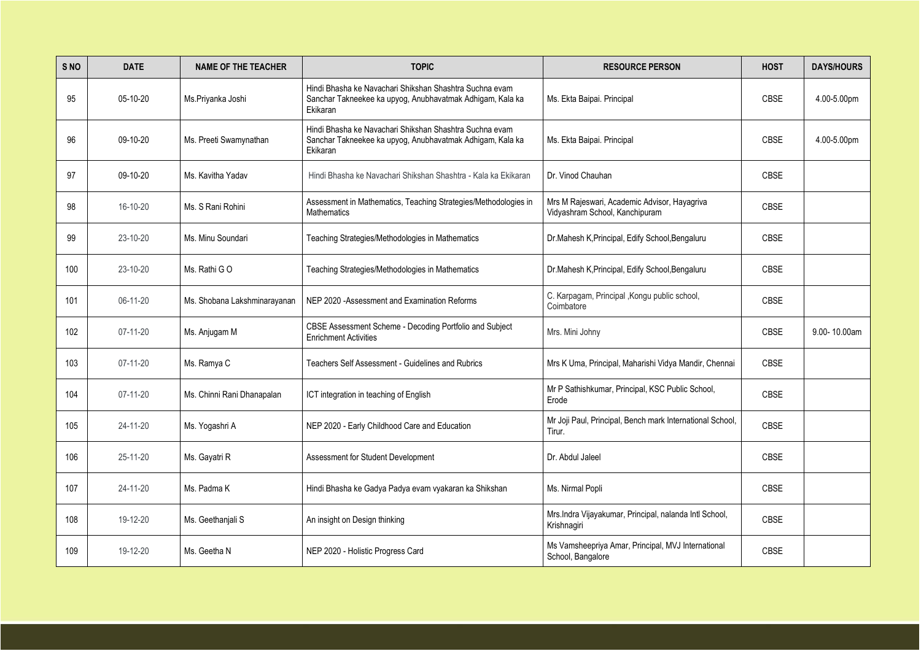| S NO | DATE | NAME OF THE TEACHER | TOPIC | RESOURCE PERSON | HOST | DAYS/HOURS |
|---|---|---|---|---|---|---|
| 95 | 05-10-20 | Ms.Priyanka Joshi | Hindi Bhasha ke Navachari Shikshan Shashtra Suchna evam Sanchar Takneekee ka upyog, Anubhavatmak Adhigam, Kala ka Ekikaran | Ms. Ekta Baipai. Principal | CBSE | 4.00-5.00pm |
| 96 | 09-10-20 | Ms. Preeti Swamynathan | Hindi Bhasha ke Navachari Shikshan Shashtra Suchna evam Sanchar Takneekee ka upyog, Anubhavatmak Adhigam, Kala ka Ekikaran | Ms. Ekta Baipai. Principal | CBSE | 4.00-5.00pm |
| 97 | 09-10-20 | Ms. Kavitha Yadav | Hindi Bhasha ke Navachari Shikshan Shashtra - Kala ka Ekikaran | Dr. Vinod Chauhan | CBSE | |
| 98 | 16-10-20 | Ms. S Rani Rohini | Assessment in Mathematics, Teaching Strategies/Methodologies in Mathematics | Mrs M Rajeswari, Academic Advisor, Hayagriva Vidyashram School, Kanchipuram | CBSE | |
| 99 | 23-10-20 | Ms. Minu Soundari | Teaching Strategies/Methodologies in Mathematics | Dr.Mahesh K,Principal, Edify School,Bengaluru | CBSE | |
| 100 | 23-10-20 | Ms. Rathi G O | Teaching Strategies/Methodologies in Mathematics | Dr.Mahesh K,Principal, Edify School,Bengaluru | CBSE | |
| 101 | 06-11-20 | Ms. Shobana Lakshminarayanan | NEP 2020 -Assessment and Examination Reforms | C. Karpagam, Principal ,Kongu public school, Coimbatore | CBSE | |
| 102 | 07-11-20 | Ms. Anjugam M | CBSE Assessment Scheme - Decoding Portfolio and Subject Enrichment Activities | Mrs. Mini Johny | CBSE | 9.00- 10.00am |
| 103 | 07-11-20 | Ms. Ramya C | Teachers Self Assessment - Guidelines and Rubrics | Mrs K Uma, Principal, Maharishi Vidya Mandir, Chennai | CBSE | |
| 104 | 07-11-20 | Ms. Chinni Rani Dhanapalan | ICT integration in teaching of English | Mr P Sathishkumar, Principal, KSC Public School, Erode | CBSE | |
| 105 | 24-11-20 | Ms. Yogashri A | NEP 2020 - Early Childhood Care and Education | Mr Joji Paul, Principal, Bench mark International School, Tirur. | CBSE | |
| 106 | 25-11-20 | Ms. Gayatri R | Assessment for Student Development | Dr. Abdul Jaleel | CBSE | |
| 107 | 24-11-20 | Ms. Padma K | Hindi Bhasha ke Gadya Padya evam vyakaran ka Shikshan | Ms. Nirmal Popli | CBSE | |
| 108 | 19-12-20 | Ms. Geethanjali S | An insight on Design thinking | Mrs.Indra Vijayakumar, Principal, nalanda Intl School, Krishnagiri | CBSE | |
| 109 | 19-12-20 | Ms. Geetha N | NEP 2020 - Holistic Progress Card | Ms Vamsheepriya Amar, Principal, MVJ International School, Bangalore | CBSE | |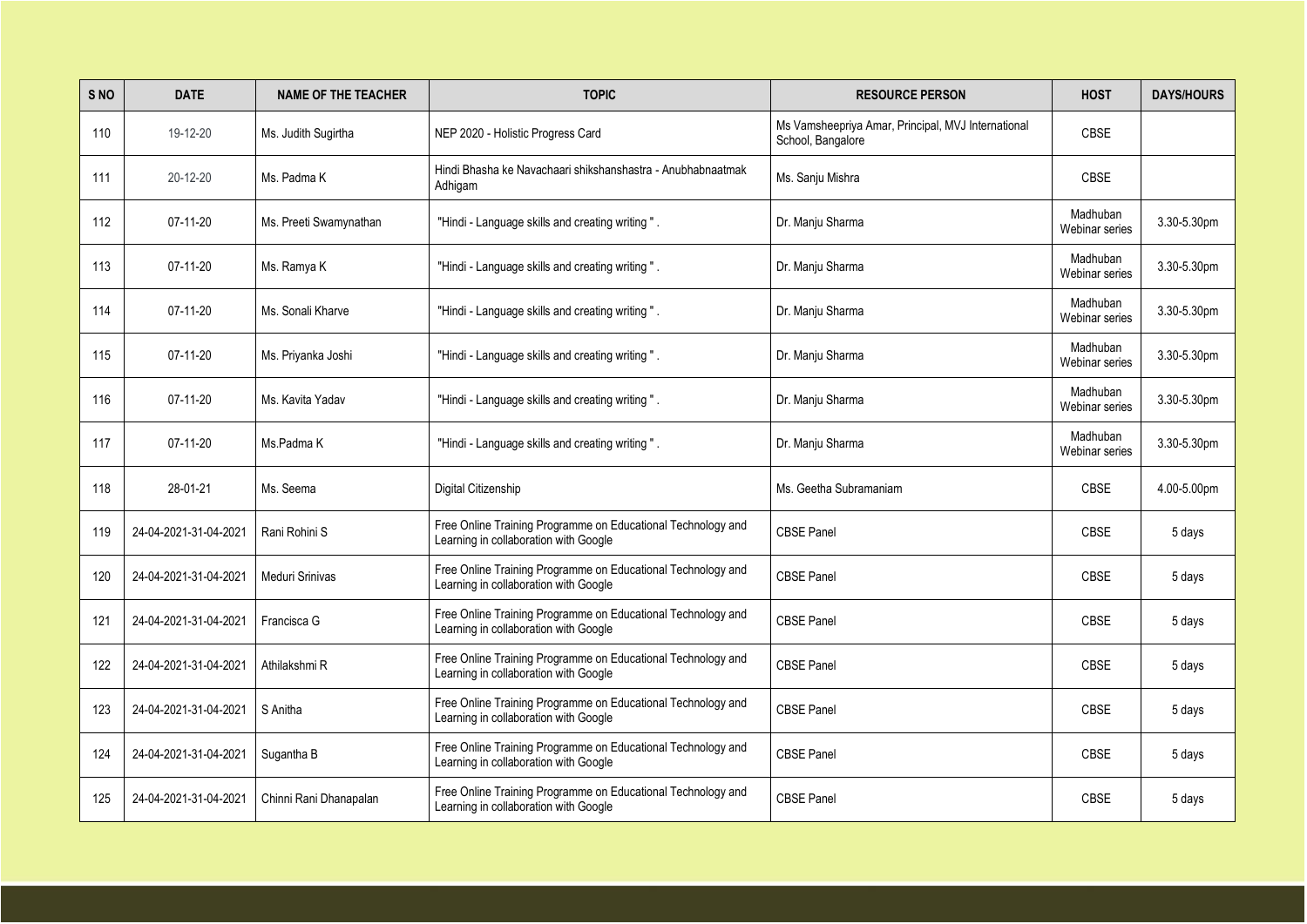| S NO | DATE | NAME OF THE TEACHER | TOPIC | RESOURCE PERSON | HOST | DAYS/HOURS |
|---|---|---|---|---|---|---|
| 110 | 19-12-20 | Ms. Judith Sugirtha | NEP 2020 - Holistic Progress Card | Ms Vamsheepriya Amar, Principal, MVJ International School, Bangalore | CBSE | |
| 111 | 20-12-20 | Ms. Padma K | Hindi Bhasha ke Navachaari shikshanshastra - Anubhabnaatmak Adhigam | Ms. Sanju Mishra | CBSE | |
| 112 | 07-11-20 | Ms. Preeti Swamynathan | "Hindi - Language skills and creating writing " . | Dr. Manju Sharma | Madhuban Webinar series | 3.30-5.30pm |
| 113 | 07-11-20 | Ms. Ramya K | "Hindi - Language skills and creating writing " . | Dr. Manju Sharma | Madhuban Webinar series | 3.30-5.30pm |
| 114 | 07-11-20 | Ms. Sonali Kharve | "Hindi - Language skills and creating writing " . | Dr. Manju Sharma | Madhuban Webinar series | 3.30-5.30pm |
| 115 | 07-11-20 | Ms. Priyanka Joshi | "Hindi - Language skills and creating writing " . | Dr. Manju Sharma | Madhuban Webinar series | 3.30-5.30pm |
| 116 | 07-11-20 | Ms. Kavita Yadav | "Hindi - Language skills and creating writing " . | Dr. Manju Sharma | Madhuban Webinar series | 3.30-5.30pm |
| 117 | 07-11-20 | Ms.Padma K | "Hindi - Language skills and creating writing " . | Dr. Manju Sharma | Madhuban Webinar series | 3.30-5.30pm |
| 118 | 28-01-21 | Ms. Seema | Digital Citizenship | Ms. Geetha Subramaniam | CBSE | 4.00-5.00pm |
| 119 | 24-04-2021-31-04-2021 | Rani Rohini S | Free Online Training Programme on Educational Technology and Learning in collaboration with Google | CBSE Panel | CBSE | 5 days |
| 120 | 24-04-2021-31-04-2021 | Meduri Srinivas | Free Online Training Programme on Educational Technology and Learning in collaboration with Google | CBSE Panel | CBSE | 5 days |
| 121 | 24-04-2021-31-04-2021 | Francisca G | Free Online Training Programme on Educational Technology and Learning in collaboration with Google | CBSE Panel | CBSE | 5 days |
| 122 | 24-04-2021-31-04-2021 | Athilakshmi R | Free Online Training Programme on Educational Technology and Learning in collaboration with Google | CBSE Panel | CBSE | 5 days |
| 123 | 24-04-2021-31-04-2021 | S Anitha | Free Online Training Programme on Educational Technology and Learning in collaboration with Google | CBSE Panel | CBSE | 5 days |
| 124 | 24-04-2021-31-04-2021 | Sugantha B | Free Online Training Programme on Educational Technology and Learning in collaboration with Google | CBSE Panel | CBSE | 5 days |
| 125 | 24-04-2021-31-04-2021 | Chinni Rani Dhanapalan | Free Online Training Programme on Educational Technology and Learning in collaboration with Google | CBSE Panel | CBSE | 5 days |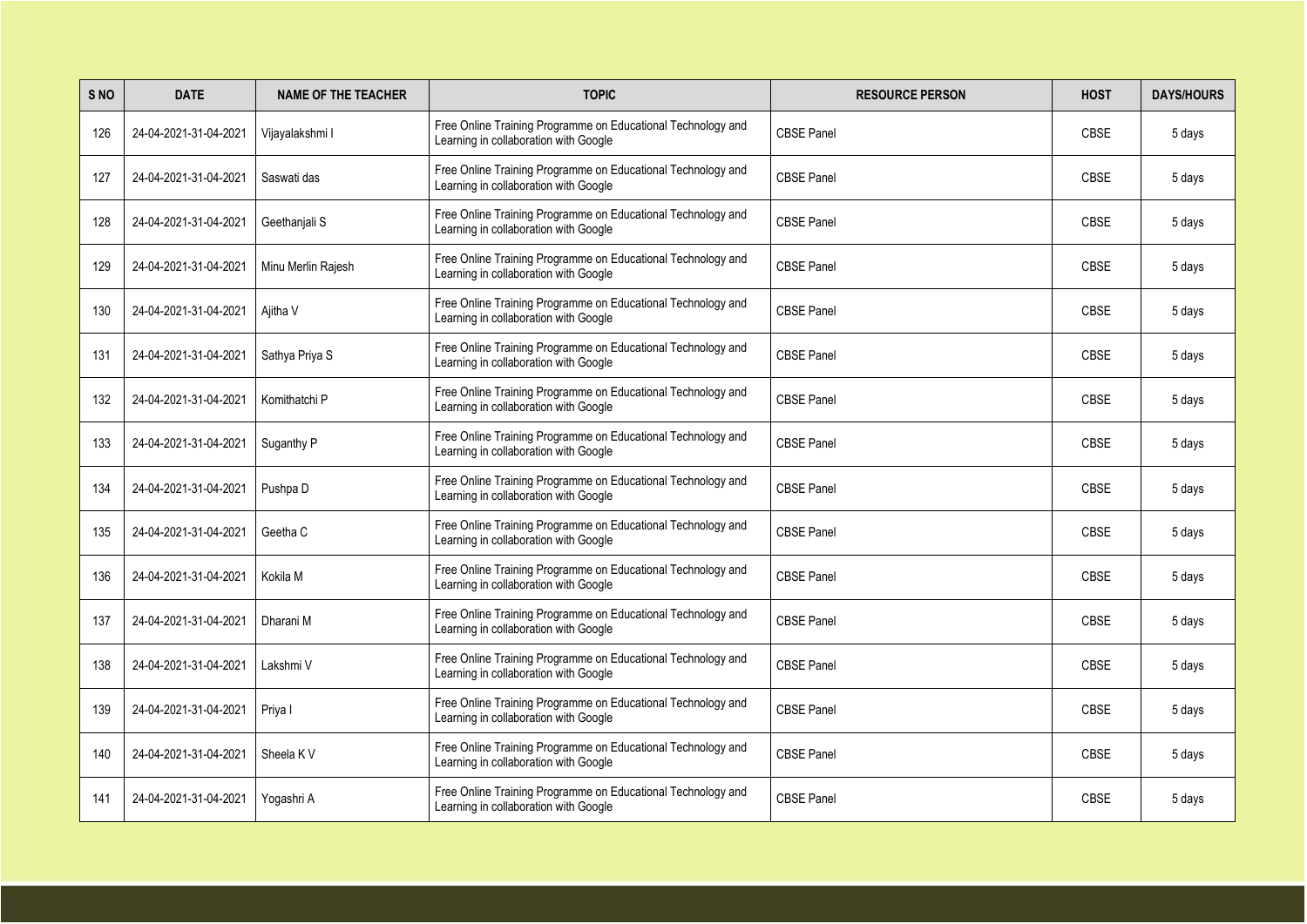| S NO | DATE | NAME OF THE TEACHER | TOPIC | RESOURCE PERSON | HOST | DAYS/HOURS |
|---|---|---|---|---|---|---|
| 126 | 24-04-2021-31-04-2021 | Vijayalakshmi I | Free Online Training Programme on Educational Technology and Learning in collaboration with Google | CBSE Panel | CBSE | 5 days |
| 127 | 24-04-2021-31-04-2021 | Saswati das | Free Online Training Programme on Educational Technology and Learning in collaboration with Google | CBSE Panel | CBSE | 5 days |
| 128 | 24-04-2021-31-04-2021 | Geethanjali S | Free Online Training Programme on Educational Technology and Learning in collaboration with Google | CBSE Panel | CBSE | 5 days |
| 129 | 24-04-2021-31-04-2021 | Minu Merlin Rajesh | Free Online Training Programme on Educational Technology and Learning in collaboration with Google | CBSE Panel | CBSE | 5 days |
| 130 | 24-04-2021-31-04-2021 | Ajitha V | Free Online Training Programme on Educational Technology and Learning in collaboration with Google | CBSE Panel | CBSE | 5 days |
| 131 | 24-04-2021-31-04-2021 | Sathya Priya S | Free Online Training Programme on Educational Technology and Learning in collaboration with Google | CBSE Panel | CBSE | 5 days |
| 132 | 24-04-2021-31-04-2021 | Komithatchi P | Free Online Training Programme on Educational Technology and Learning in collaboration with Google | CBSE Panel | CBSE | 5 days |
| 133 | 24-04-2021-31-04-2021 | Suganthy P | Free Online Training Programme on Educational Technology and Learning in collaboration with Google | CBSE Panel | CBSE | 5 days |
| 134 | 24-04-2021-31-04-2021 | Pushpa D | Free Online Training Programme on Educational Technology and Learning in collaboration with Google | CBSE Panel | CBSE | 5 days |
| 135 | 24-04-2021-31-04-2021 | Geetha C | Free Online Training Programme on Educational Technology and Learning in collaboration with Google | CBSE Panel | CBSE | 5 days |
| 136 | 24-04-2021-31-04-2021 | Kokila M | Free Online Training Programme on Educational Technology and Learning in collaboration with Google | CBSE Panel | CBSE | 5 days |
| 137 | 24-04-2021-31-04-2021 | Dharani M | Free Online Training Programme on Educational Technology and Learning in collaboration with Google | CBSE Panel | CBSE | 5 days |
| 138 | 24-04-2021-31-04-2021 | Lakshmi V | Free Online Training Programme on Educational Technology and Learning in collaboration with Google | CBSE Panel | CBSE | 5 days |
| 139 | 24-04-2021-31-04-2021 | Priya I | Free Online Training Programme on Educational Technology and Learning in collaboration with Google | CBSE Panel | CBSE | 5 days |
| 140 | 24-04-2021-31-04-2021 | Sheela K V | Free Online Training Programme on Educational Technology and Learning in collaboration with Google | CBSE Panel | CBSE | 5 days |
| 141 | 24-04-2021-31-04-2021 | Yogashri A | Free Online Training Programme on Educational Technology and Learning in collaboration with Google | CBSE Panel | CBSE | 5 days |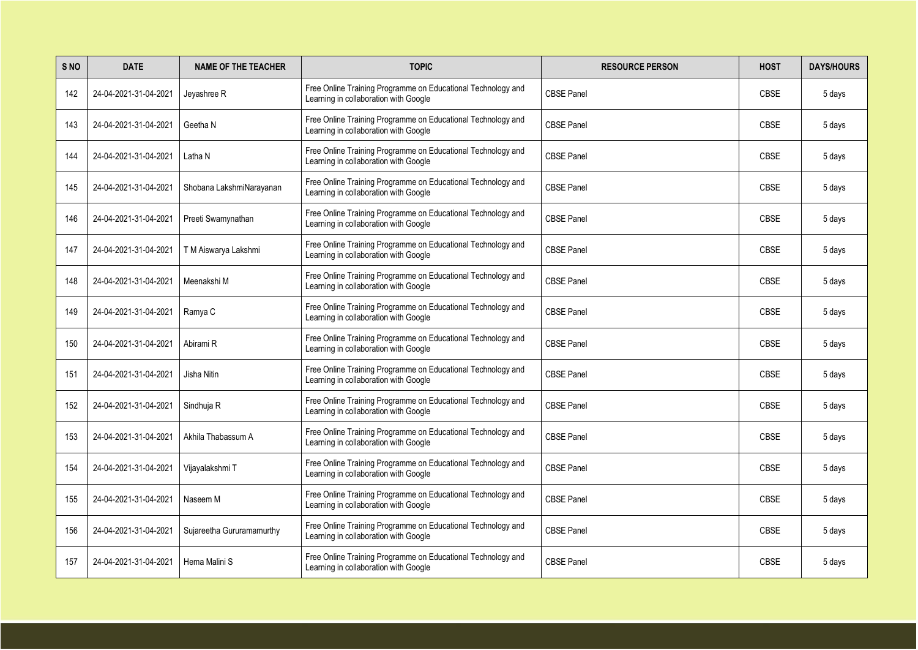| S NO | DATE | NAME OF THE TEACHER | TOPIC | RESOURCE PERSON | HOST | DAYS/HOURS |
|---|---|---|---|---|---|---|
| 142 | 24-04-2021-31-04-2021 | Jeyashree R | Free Online Training Programme on Educational Technology and Learning in collaboration with Google | CBSE Panel | CBSE | 5 days |
| 143 | 24-04-2021-31-04-2021 | Geetha N | Free Online Training Programme on Educational Technology and Learning in collaboration with Google | CBSE Panel | CBSE | 5 days |
| 144 | 24-04-2021-31-04-2021 | Latha N | Free Online Training Programme on Educational Technology and Learning in collaboration with Google | CBSE Panel | CBSE | 5 days |
| 145 | 24-04-2021-31-04-2021 | Shobana LakshmiNarayanan | Free Online Training Programme on Educational Technology and Learning in collaboration with Google | CBSE Panel | CBSE | 5 days |
| 146 | 24-04-2021-31-04-2021 | Preeti Swamynathan | Free Online Training Programme on Educational Technology and Learning in collaboration with Google | CBSE Panel | CBSE | 5 days |
| 147 | 24-04-2021-31-04-2021 | T M Aiswarya Lakshmi | Free Online Training Programme on Educational Technology and Learning in collaboration with Google | CBSE Panel | CBSE | 5 days |
| 148 | 24-04-2021-31-04-2021 | Meenakshi M | Free Online Training Programme on Educational Technology and Learning in collaboration with Google | CBSE Panel | CBSE | 5 days |
| 149 | 24-04-2021-31-04-2021 | Ramya C | Free Online Training Programme on Educational Technology and Learning in collaboration with Google | CBSE Panel | CBSE | 5 days |
| 150 | 24-04-2021-31-04-2021 | Abirami R | Free Online Training Programme on Educational Technology and Learning in collaboration with Google | CBSE Panel | CBSE | 5 days |
| 151 | 24-04-2021-31-04-2021 | Jisha Nitin | Free Online Training Programme on Educational Technology and Learning in collaboration with Google | CBSE Panel | CBSE | 5 days |
| 152 | 24-04-2021-31-04-2021 | Sindhuja R | Free Online Training Programme on Educational Technology and Learning in collaboration with Google | CBSE Panel | CBSE | 5 days |
| 153 | 24-04-2021-31-04-2021 | Akhila Thabassum A | Free Online Training Programme on Educational Technology and Learning in collaboration with Google | CBSE Panel | CBSE | 5 days |
| 154 | 24-04-2021-31-04-2021 | Vijayalakshmi T | Free Online Training Programme on Educational Technology and Learning in collaboration with Google | CBSE Panel | CBSE | 5 days |
| 155 | 24-04-2021-31-04-2021 | Naseem M | Free Online Training Programme on Educational Technology and Learning in collaboration with Google | CBSE Panel | CBSE | 5 days |
| 156 | 24-04-2021-31-04-2021 | Sujareetha Gururamamurthy | Free Online Training Programme on Educational Technology and Learning in collaboration with Google | CBSE Panel | CBSE | 5 days |
| 157 | 24-04-2021-31-04-2021 | Hema Malini S | Free Online Training Programme on Educational Technology and Learning in collaboration with Google | CBSE Panel | CBSE | 5 days |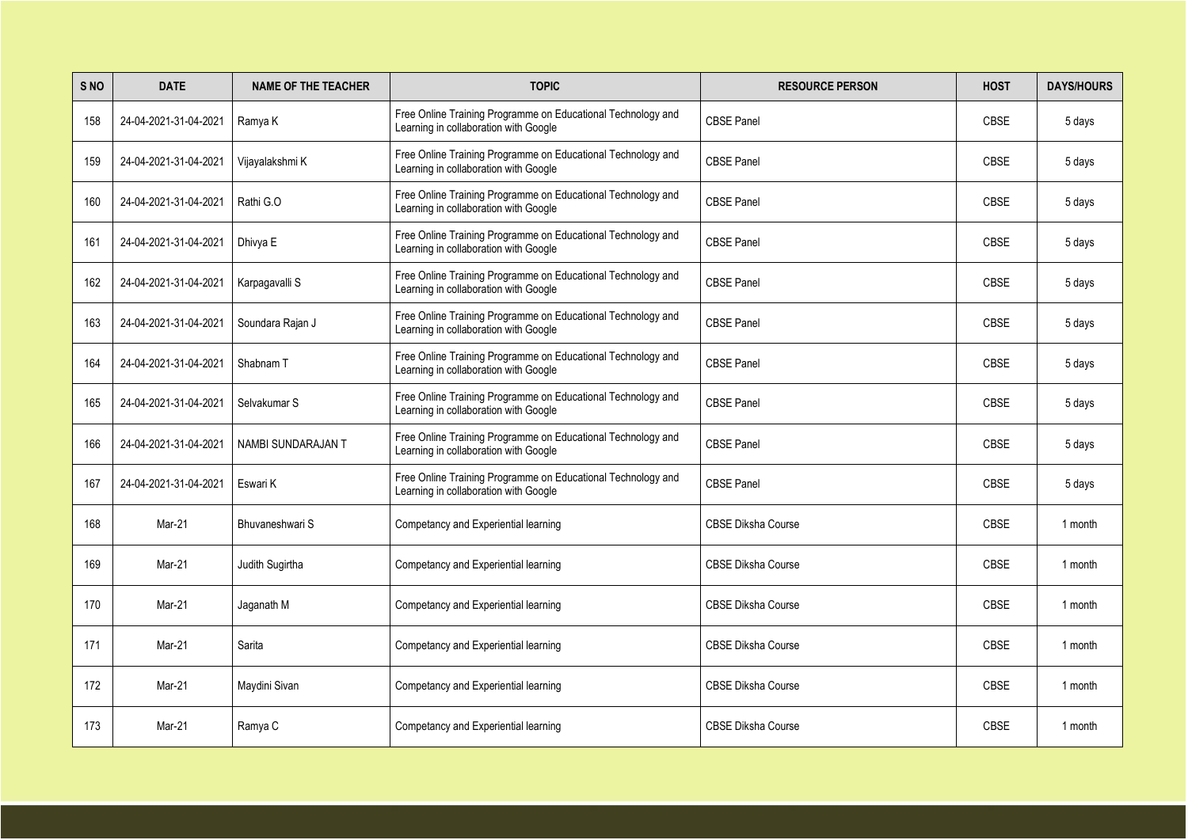| S NO | DATE | NAME OF THE TEACHER | TOPIC | RESOURCE PERSON | HOST | DAYS/HOURS |
|---|---|---|---|---|---|---|
| 158 | 24-04-2021-31-04-2021 | Ramya K | Free Online Training Programme on Educational Technology and Learning in collaboration with Google | CBSE Panel | CBSE | 5 days |
| 159 | 24-04-2021-31-04-2021 | Vijayalakshmi K | Free Online Training Programme on Educational Technology and Learning in collaboration with Google | CBSE Panel | CBSE | 5 days |
| 160 | 24-04-2021-31-04-2021 | Rathi G.O | Free Online Training Programme on Educational Technology and Learning in collaboration with Google | CBSE Panel | CBSE | 5 days |
| 161 | 24-04-2021-31-04-2021 | Dhivya E | Free Online Training Programme on Educational Technology and Learning in collaboration with Google | CBSE Panel | CBSE | 5 days |
| 162 | 24-04-2021-31-04-2021 | Karpagavalli S | Free Online Training Programme on Educational Technology and Learning in collaboration with Google | CBSE Panel | CBSE | 5 days |
| 163 | 24-04-2021-31-04-2021 | Soundara Rajan J | Free Online Training Programme on Educational Technology and Learning in collaboration with Google | CBSE Panel | CBSE | 5 days |
| 164 | 24-04-2021-31-04-2021 | Shabnam T | Free Online Training Programme on Educational Technology and Learning in collaboration with Google | CBSE Panel | CBSE | 5 days |
| 165 | 24-04-2021-31-04-2021 | Selvakumar S | Free Online Training Programme on Educational Technology and Learning in collaboration with Google | CBSE Panel | CBSE | 5 days |
| 166 | 24-04-2021-31-04-2021 | NAMBI SUNDARAJAN T | Free Online Training Programme on Educational Technology and Learning in collaboration with Google | CBSE Panel | CBSE | 5 days |
| 167 | 24-04-2021-31-04-2021 | Eswari K | Free Online Training Programme on Educational Technology and Learning in collaboration with Google | CBSE Panel | CBSE | 5 days |
| 168 | Mar-21 | Bhuvaneshwari S | Competancy and Experiential learning | CBSE Diksha Course | CBSE | 1 month |
| 169 | Mar-21 | Judith Sugirtha | Competancy and Experiential learning | CBSE Diksha Course | CBSE | 1 month |
| 170 | Mar-21 | Jaganath M | Competancy and Experiential learning | CBSE Diksha Course | CBSE | 1 month |
| 171 | Mar-21 | Sarita | Competancy and Experiential learning | CBSE Diksha Course | CBSE | 1 month |
| 172 | Mar-21 | Maydini Sivan | Competancy and Experiential learning | CBSE Diksha Course | CBSE | 1 month |
| 173 | Mar-21 | Ramya C | Competancy and Experiential learning | CBSE Diksha Course | CBSE | 1 month |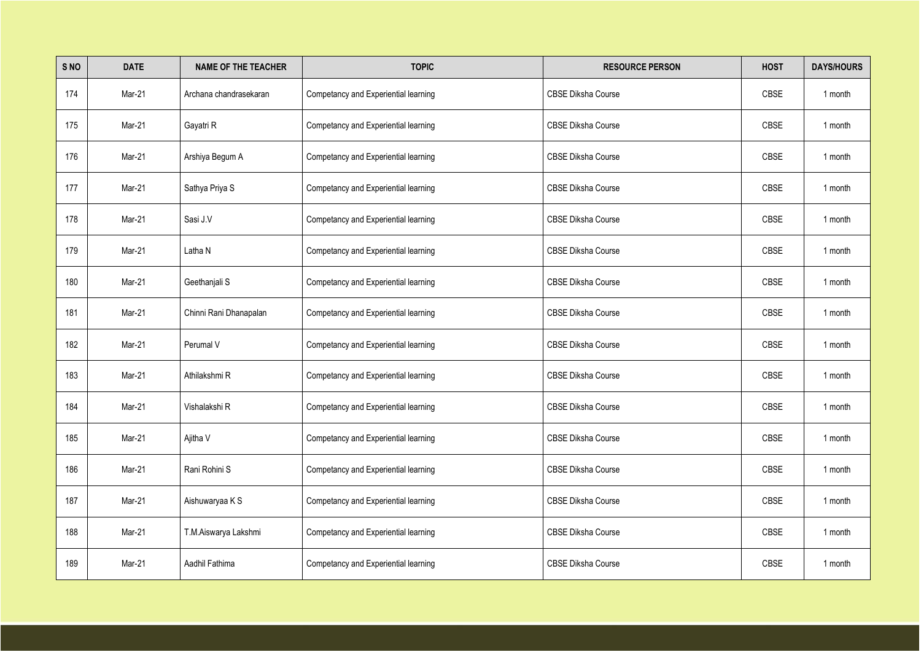| S NO | DATE | NAME OF THE TEACHER | TOPIC | RESOURCE PERSON | HOST | DAYS/HOURS |
|---|---|---|---|---|---|---|
| 174 | Mar-21 | Archana chandrasekaran | Competancy and Experiential learning | CBSE Diksha Course | CBSE | 1 month |
| 175 | Mar-21 | Gayatri R | Competancy and Experiential learning | CBSE Diksha Course | CBSE | 1 month |
| 176 | Mar-21 | Arshiya Begum A | Competancy and Experiential learning | CBSE Diksha Course | CBSE | 1 month |
| 177 | Mar-21 | Sathya Priya S | Competancy and Experiential learning | CBSE Diksha Course | CBSE | 1 month |
| 178 | Mar-21 | Sasi J.V | Competancy and Experiential learning | CBSE Diksha Course | CBSE | 1 month |
| 179 | Mar-21 | Latha N | Competancy and Experiential learning | CBSE Diksha Course | CBSE | 1 month |
| 180 | Mar-21 | Geethanjali S | Competancy and Experiential learning | CBSE Diksha Course | CBSE | 1 month |
| 181 | Mar-21 | Chinni Rani Dhanapalan | Competancy and Experiential learning | CBSE Diksha Course | CBSE | 1 month |
| 182 | Mar-21 | Perumal V | Competancy and Experiential learning | CBSE Diksha Course | CBSE | 1 month |
| 183 | Mar-21 | Athilakshmi R | Competancy and Experiential learning | CBSE Diksha Course | CBSE | 1 month |
| 184 | Mar-21 | Vishalakshi R | Competancy and Experiential learning | CBSE Diksha Course | CBSE | 1 month |
| 185 | Mar-21 | Ajitha V | Competancy and Experiential learning | CBSE Diksha Course | CBSE | 1 month |
| 186 | Mar-21 | Rani Rohini S | Competancy and Experiential learning | CBSE Diksha Course | CBSE | 1 month |
| 187 | Mar-21 | Aishuwaryaa K S | Competancy and Experiential learning | CBSE Diksha Course | CBSE | 1 month |
| 188 | Mar-21 | T.M.Aiswarya Lakshmi | Competancy and Experiential learning | CBSE Diksha Course | CBSE | 1 month |
| 189 | Mar-21 | Aadhil Fathima | Competancy and Experiential learning | CBSE Diksha Course | CBSE | 1 month |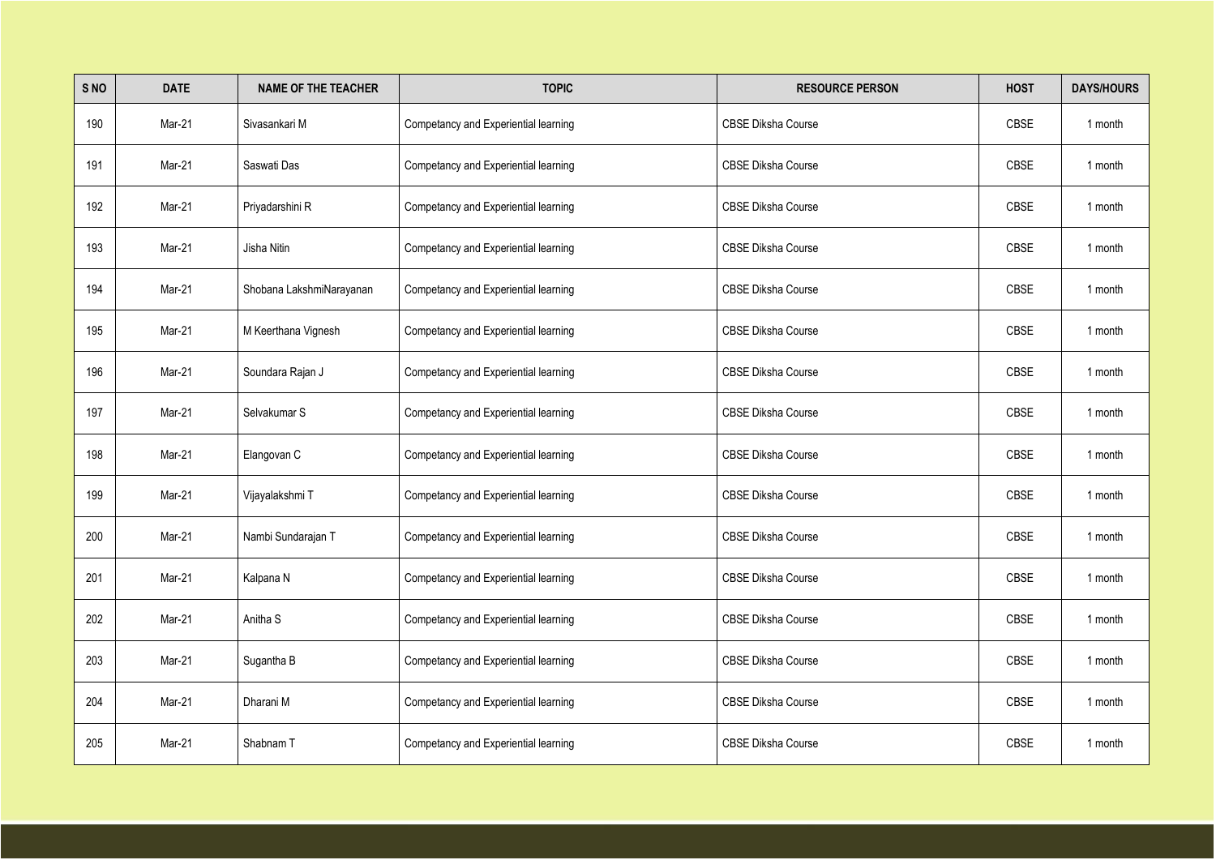| S NO | DATE | NAME OF THE TEACHER | TOPIC | RESOURCE PERSON | HOST | DAYS/HOURS |
|---|---|---|---|---|---|---|
| 190 | Mar-21 | Sivasankari M | Competancy and Experiential learning | CBSE Diksha Course | CBSE | 1 month |
| 191 | Mar-21 | Saswati Das | Competancy and Experiential learning | CBSE Diksha Course | CBSE | 1 month |
| 192 | Mar-21 | Priyadarshini R | Competancy and Experiential learning | CBSE Diksha Course | CBSE | 1 month |
| 193 | Mar-21 | Jisha Nitin | Competancy and Experiential learning | CBSE Diksha Course | CBSE | 1 month |
| 194 | Mar-21 | Shobana LakshmiNarayanan | Competancy and Experiential learning | CBSE Diksha Course | CBSE | 1 month |
| 195 | Mar-21 | M Keerthana Vignesh | Competancy and Experiential learning | CBSE Diksha Course | CBSE | 1 month |
| 196 | Mar-21 | Soundara Rajan J | Competancy and Experiential learning | CBSE Diksha Course | CBSE | 1 month |
| 197 | Mar-21 | Selvakumar S | Competancy and Experiential learning | CBSE Diksha Course | CBSE | 1 month |
| 198 | Mar-21 | Elangovan C | Competancy and Experiential learning | CBSE Diksha Course | CBSE | 1 month |
| 199 | Mar-21 | Vijayalakshmi T | Competancy and Experiential learning | CBSE Diksha Course | CBSE | 1 month |
| 200 | Mar-21 | Nambi Sundarajan T | Competancy and Experiential learning | CBSE Diksha Course | CBSE | 1 month |
| 201 | Mar-21 | Kalpana N | Competancy and Experiential learning | CBSE Diksha Course | CBSE | 1 month |
| 202 | Mar-21 | Anitha S | Competancy and Experiential learning | CBSE Diksha Course | CBSE | 1 month |
| 203 | Mar-21 | Sugantha B | Competancy and Experiential learning | CBSE Diksha Course | CBSE | 1 month |
| 204 | Mar-21 | Dharani M | Competancy and Experiential learning | CBSE Diksha Course | CBSE | 1 month |
| 205 | Mar-21 | Shabnam T | Competancy and Experiential learning | CBSE Diksha Course | CBSE | 1 month |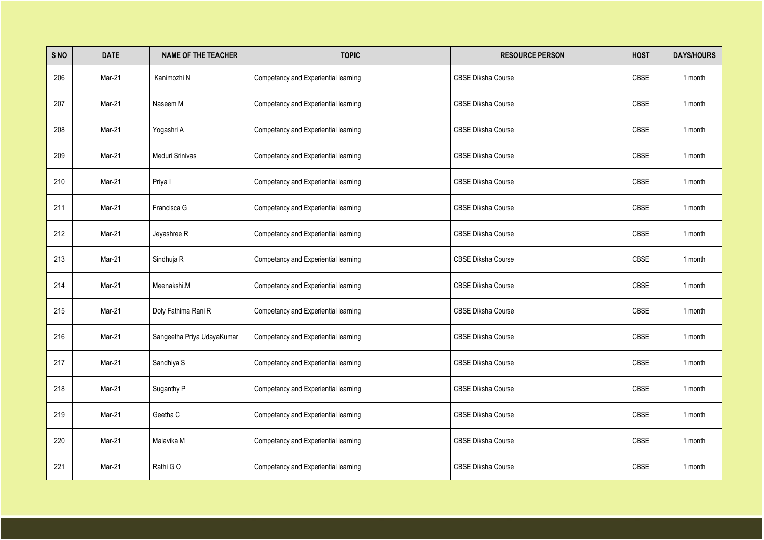| S NO | DATE | NAME OF THE TEACHER | TOPIC | RESOURCE PERSON | HOST | DAYS/HOURS |
|---|---|---|---|---|---|---|
| 206 | Mar-21 | Kanimozhi N | Competancy and Experiential learning | CBSE Diksha Course | CBSE | 1 month |
| 207 | Mar-21 | Naseem M | Competancy and Experiential learning | CBSE Diksha Course | CBSE | 1 month |
| 208 | Mar-21 | Yogashri A | Competancy and Experiential learning | CBSE Diksha Course | CBSE | 1 month |
| 209 | Mar-21 | Meduri Srinivas | Competancy and Experiential learning | CBSE Diksha Course | CBSE | 1 month |
| 210 | Mar-21 | Priya I | Competancy and Experiential learning | CBSE Diksha Course | CBSE | 1 month |
| 211 | Mar-21 | Francisca G | Competancy and Experiential learning | CBSE Diksha Course | CBSE | 1 month |
| 212 | Mar-21 | Jeyashree R | Competancy and Experiential learning | CBSE Diksha Course | CBSE | 1 month |
| 213 | Mar-21 | Sindhuja R | Competancy and Experiential learning | CBSE Diksha Course | CBSE | 1 month |
| 214 | Mar-21 | Meenakshi.M | Competancy and Experiential learning | CBSE Diksha Course | CBSE | 1 month |
| 215 | Mar-21 | Doly Fathima Rani R | Competancy and Experiential learning | CBSE Diksha Course | CBSE | 1 month |
| 216 | Mar-21 | Sangeetha Priya UdayaKumar | Competancy and Experiential learning | CBSE Diksha Course | CBSE | 1 month |
| 217 | Mar-21 | Sandhiya S | Competancy and Experiential learning | CBSE Diksha Course | CBSE | 1 month |
| 218 | Mar-21 | Suganthy P | Competancy and Experiential learning | CBSE Diksha Course | CBSE | 1 month |
| 219 | Mar-21 | Geetha C | Competancy and Experiential learning | CBSE Diksha Course | CBSE | 1 month |
| 220 | Mar-21 | Malavika M | Competancy and Experiential learning | CBSE Diksha Course | CBSE | 1 month |
| 221 | Mar-21 | Rathi G O | Competancy and Experiential learning | CBSE Diksha Course | CBSE | 1 month |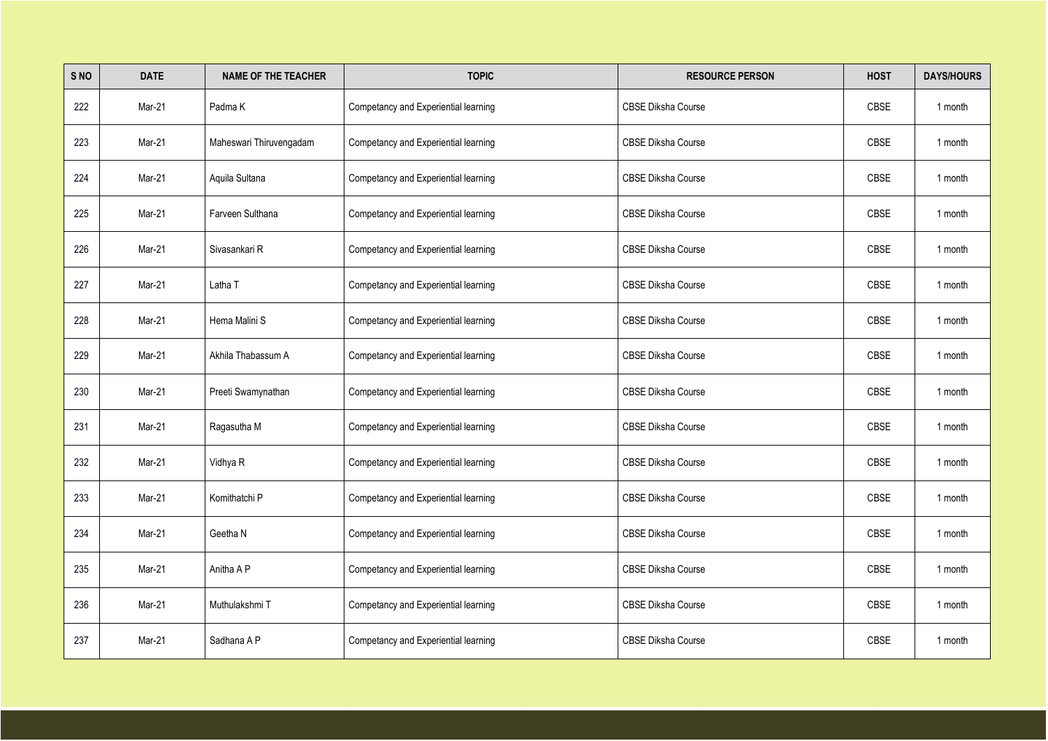| S NO | DATE | NAME OF THE TEACHER | TOPIC | RESOURCE PERSON | HOST | DAYS/HOURS |
|---|---|---|---|---|---|---|
| 222 | Mar-21 | Padma K | Competancy and Experiential learning | CBSE Diksha Course | CBSE | 1 month |
| 223 | Mar-21 | Maheswari Thiruvengadam | Competancy and Experiential learning | CBSE Diksha Course | CBSE | 1 month |
| 224 | Mar-21 | Aquila Sultana | Competancy and Experiential learning | CBSE Diksha Course | CBSE | 1 month |
| 225 | Mar-21 | Farveen Sulthana | Competancy and Experiential learning | CBSE Diksha Course | CBSE | 1 month |
| 226 | Mar-21 | Sivasankari R | Competancy and Experiential learning | CBSE Diksha Course | CBSE | 1 month |
| 227 | Mar-21 | Latha T | Competancy and Experiential learning | CBSE Diksha Course | CBSE | 1 month |
| 228 | Mar-21 | Hema Malini S | Competancy and Experiential learning | CBSE Diksha Course | CBSE | 1 month |
| 229 | Mar-21 | Akhila Thabassum A | Competancy and Experiential learning | CBSE Diksha Course | CBSE | 1 month |
| 230 | Mar-21 | Preeti Swamynathan | Competancy and Experiential learning | CBSE Diksha Course | CBSE | 1 month |
| 231 | Mar-21 | Ragasutha M | Competancy and Experiential learning | CBSE Diksha Course | CBSE | 1 month |
| 232 | Mar-21 | Vidhya R | Competancy and Experiential learning | CBSE Diksha Course | CBSE | 1 month |
| 233 | Mar-21 | Komithatchi P | Competancy and Experiential learning | CBSE Diksha Course | CBSE | 1 month |
| 234 | Mar-21 | Geetha N | Competancy and Experiential learning | CBSE Diksha Course | CBSE | 1 month |
| 235 | Mar-21 | Anitha A P | Competancy and Experiential learning | CBSE Diksha Course | CBSE | 1 month |
| 236 | Mar-21 | Muthulakshmi T | Competancy and Experiential learning | CBSE Diksha Course | CBSE | 1 month |
| 237 | Mar-21 | Sadhana A P | Competancy and Experiential learning | CBSE Diksha Course | CBSE | 1 month |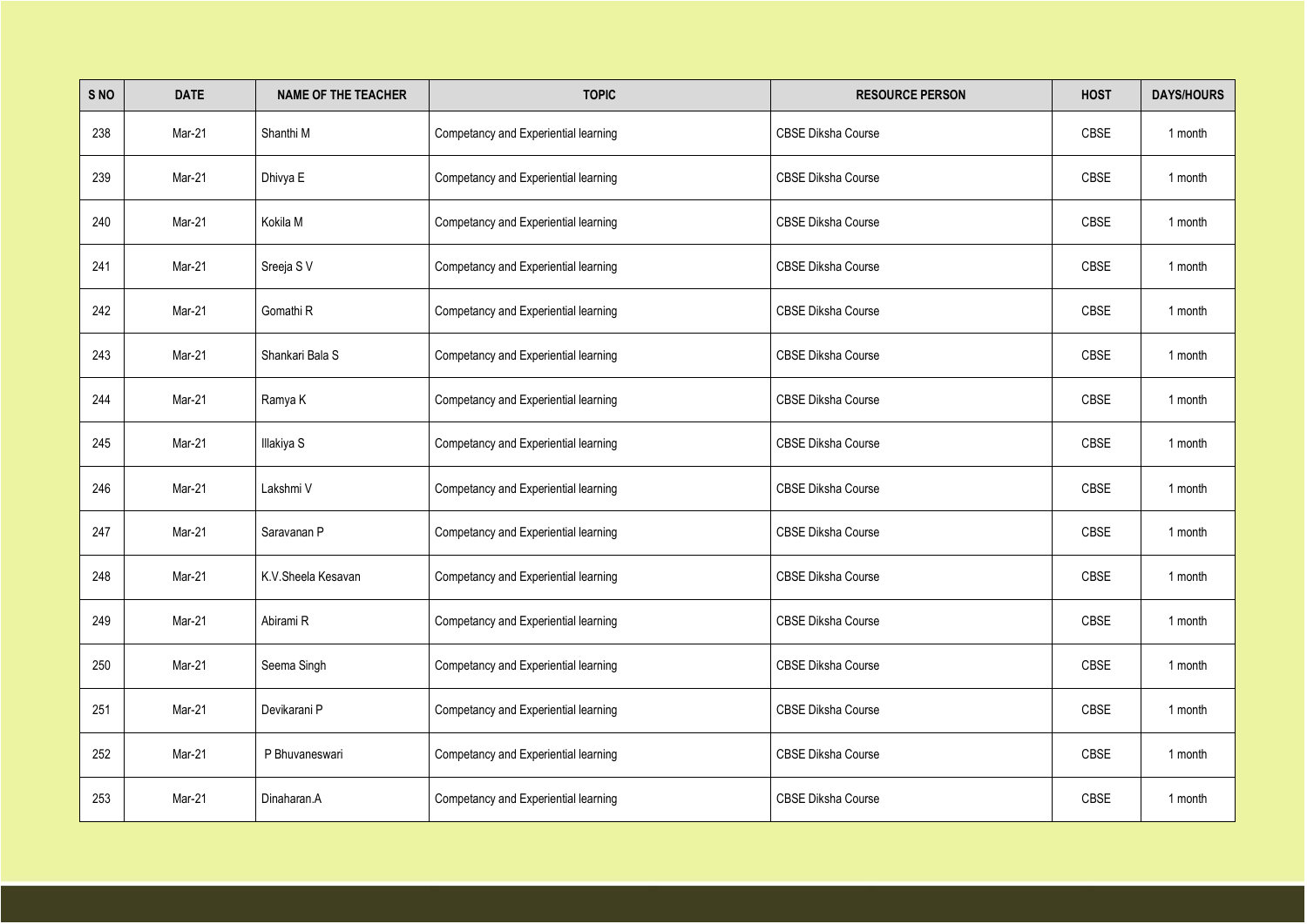| S NO | DATE | NAME OF THE TEACHER | TOPIC | RESOURCE PERSON | HOST | DAYS/HOURS |
|---|---|---|---|---|---|---|
| 238 | Mar-21 | Shanthi M | Competancy and Experiential learning | CBSE Diksha Course | CBSE | 1 month |
| 239 | Mar-21 | Dhivya E | Competancy and Experiential learning | CBSE Diksha Course | CBSE | 1 month |
| 240 | Mar-21 | Kokila M | Competancy and Experiential learning | CBSE Diksha Course | CBSE | 1 month |
| 241 | Mar-21 | Sreeja S V | Competancy and Experiential learning | CBSE Diksha Course | CBSE | 1 month |
| 242 | Mar-21 | Gomathi R | Competancy and Experiential learning | CBSE Diksha Course | CBSE | 1 month |
| 243 | Mar-21 | Shankari Bala S | Competancy and Experiential learning | CBSE Diksha Course | CBSE | 1 month |
| 244 | Mar-21 | Ramya K | Competancy and Experiential learning | CBSE Diksha Course | CBSE | 1 month |
| 245 | Mar-21 | Illakiya S | Competancy and Experiential learning | CBSE Diksha Course | CBSE | 1 month |
| 246 | Mar-21 | Lakshmi V | Competancy and Experiential learning | CBSE Diksha Course | CBSE | 1 month |
| 247 | Mar-21 | Saravanan P | Competancy and Experiential learning | CBSE Diksha Course | CBSE | 1 month |
| 248 | Mar-21 | K.V.Sheela Kesavan | Competancy and Experiential learning | CBSE Diksha Course | CBSE | 1 month |
| 249 | Mar-21 | Abirami R | Competancy and Experiential learning | CBSE Diksha Course | CBSE | 1 month |
| 250 | Mar-21 | Seema Singh | Competancy and Experiential learning | CBSE Diksha Course | CBSE | 1 month |
| 251 | Mar-21 | Devikarani P | Competancy and Experiential learning | CBSE Diksha Course | CBSE | 1 month |
| 252 | Mar-21 | P Bhuvaneswari | Competancy and Experiential learning | CBSE Diksha Course | CBSE | 1 month |
| 253 | Mar-21 | Dinaharan.A | Competancy and Experiential learning | CBSE Diksha Course | CBSE | 1 month |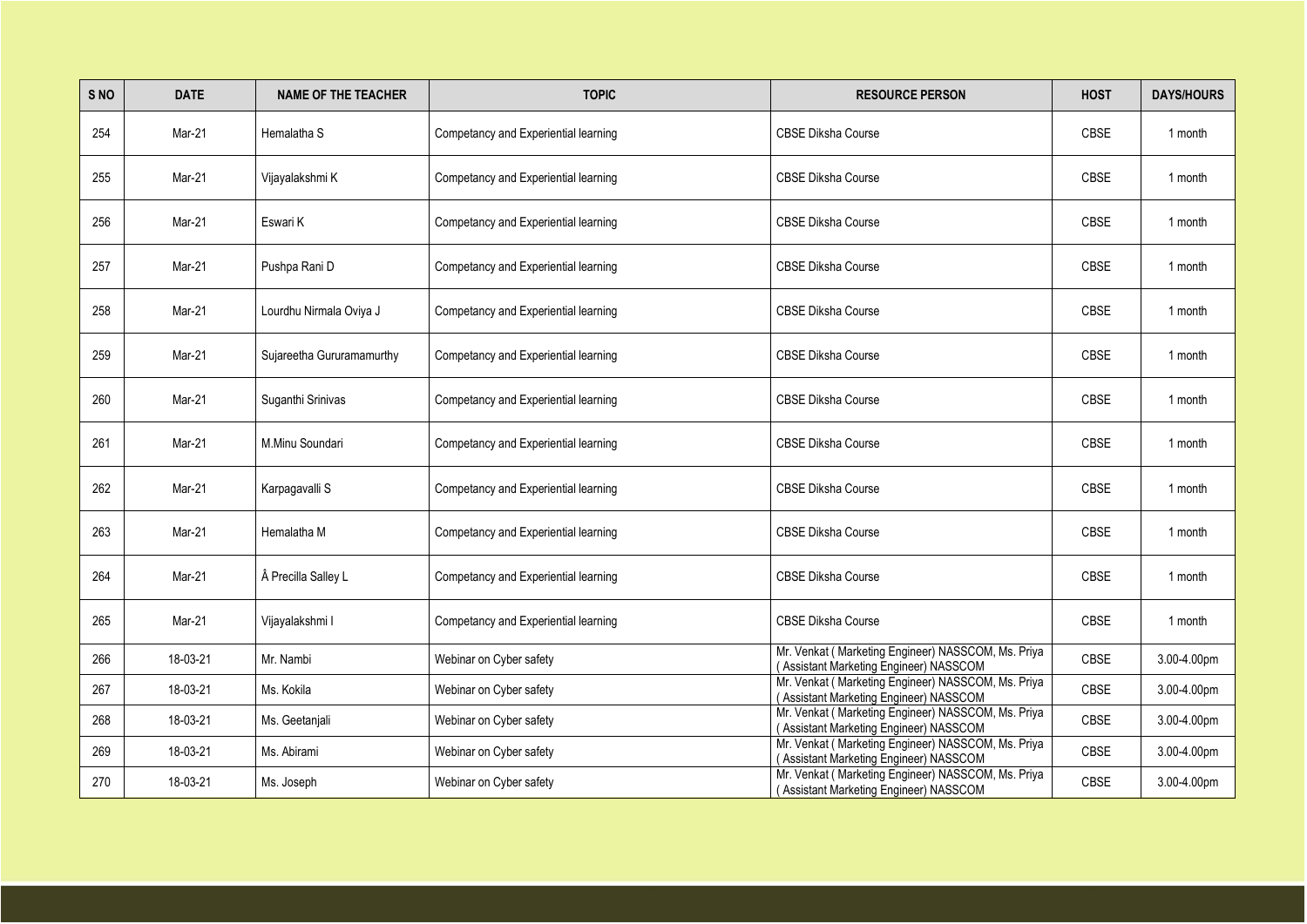| S NO | DATE | NAME OF THE TEACHER | TOPIC | RESOURCE PERSON | HOST | DAYS/HOURS |
|---|---|---|---|---|---|---|
| 254 | Mar-21 | Hemalatha S | Competancy and Experiential learning | CBSE Diksha Course | CBSE | 1 month |
| 255 | Mar-21 | Vijayalakshmi K | Competancy and Experiential learning | CBSE Diksha Course | CBSE | 1 month |
| 256 | Mar-21 | Eswari K | Competancy and Experiential learning | CBSE Diksha Course | CBSE | 1 month |
| 257 | Mar-21 | Pushpa Rani D | Competancy and Experiential learning | CBSE Diksha Course | CBSE | 1 month |
| 258 | Mar-21 | Lourdhu Nirmala Oviya J | Competancy and Experiential learning | CBSE Diksha Course | CBSE | 1 month |
| 259 | Mar-21 | Sujareetha Gururamamurthy | Competancy and Experiential learning | CBSE Diksha Course | CBSE | 1 month |
| 260 | Mar-21 | Suganthi Srinivas | Competancy and Experiential learning | CBSE Diksha Course | CBSE | 1 month |
| 261 | Mar-21 | M.Minu Soundari | Competancy and Experiential learning | CBSE Diksha Course | CBSE | 1 month |
| 262 | Mar-21 | Karpagavalli S | Competancy and Experiential learning | CBSE Diksha Course | CBSE | 1 month |
| 263 | Mar-21 | Hemalatha M | Competancy and Experiential learning | CBSE Diksha Course | CBSE | 1 month |
| 264 | Mar-21 | Â Precilla Salley L | Competancy and Experiential learning | CBSE Diksha Course | CBSE | 1 month |
| 265 | Mar-21 | Vijayalakshmi I | Competancy and Experiential learning | CBSE Diksha Course | CBSE | 1 month |
| 266 | 18-03-21 | Mr. Nambi | Webinar on Cyber safety | Mr. Venkat ( Marketing Engineer) NASSCOM, Ms. Priya ( Assistant Marketing Engineer) NASSCOM | CBSE | 3.00-4.00pm |
| 267 | 18-03-21 | Ms. Kokila | Webinar on Cyber safety | Mr. Venkat ( Marketing Engineer) NASSCOM, Ms. Priya ( Assistant Marketing Engineer) NASSCOM | CBSE | 3.00-4.00pm |
| 268 | 18-03-21 | Ms. Geetanjali | Webinar on Cyber safety | Mr. Venkat ( Marketing Engineer) NASSCOM, Ms. Priya ( Assistant Marketing Engineer) NASSCOM | CBSE | 3.00-4.00pm |
| 269 | 18-03-21 | Ms. Abirami | Webinar on Cyber safety | Mr. Venkat ( Marketing Engineer) NASSCOM, Ms. Priya ( Assistant Marketing Engineer) NASSCOM | CBSE | 3.00-4.00pm |
| 270 | 18-03-21 | Ms. Joseph | Webinar on Cyber safety | Mr. Venkat ( Marketing Engineer) NASSCOM, Ms. Priya ( Assistant Marketing Engineer) NASSCOM | CBSE | 3.00-4.00pm |